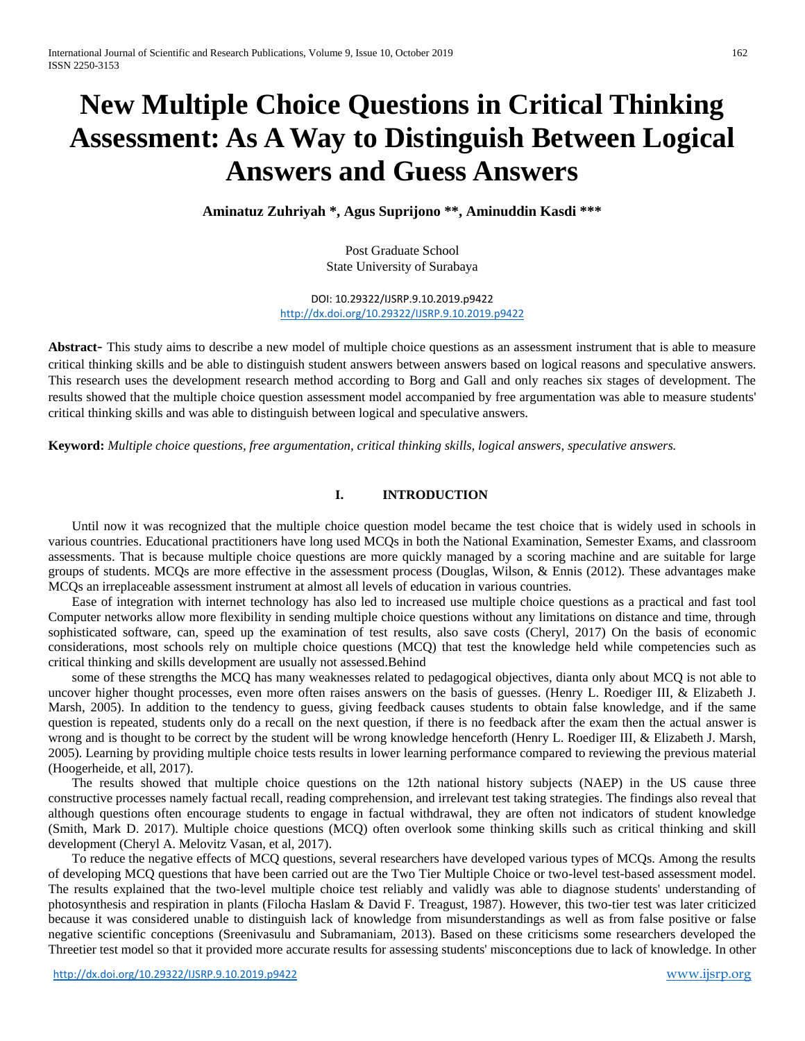# New Multiple Choice Questions in Critical Thinking Assessment: As A Way to Distinguish Between Logical Answers and Guess Answers

**Aminatuz Zuhriyah \*, Agus Suprijono \*\*, Aminuddin Kasdi \*\*\***

Post Graduate School
State University of Surabaya

DOI: 10.29322/IJSRP.9.10.2019.p9422
http://dx.doi.org/10.29322/IJSRP.9.10.2019.p9422

**Abstract-** This study aims to describe a new model of multiple choice questions as an assessment instrument that is able to measure critical thinking skills and be able to distinguish student answers between answers based on logical reasons and speculative answers. This research uses the development research method according to Borg and Gall and only reaches six stages of development. The results showed that the multiple choice question assessment model accompanied by free argumentation was able to measure students' critical thinking skills and was able to distinguish between logical and speculative answers.

**Keyword:** *Multiple choice questions, free argumentation, critical thinking skills, logical answers, speculative answers.*

## I. INTRODUCTION

Until now it was recognized that the multiple choice question model became the test choice that is widely used in schools in various countries. Educational practitioners have long used MCQs in both the National Examination, Semester Exams, and classroom assessments. That is because multiple choice questions are more quickly managed by a scoring machine and are suitable for large groups of students. MCQs are more effective in the assessment process (Douglas, Wilson, & Ennis (2012). These advantages make MCQs an irreplaceable assessment instrument at almost all levels of education in various countries.

Ease of integration with internet technology has also led to increased use multiple choice questions as a practical and fast tool Computer networks allow more flexibility in sending multiple choice questions without any limitations on distance and time, through sophisticated software, can, speed up the examination of test results, also save costs (Cheryl, 2017) On the basis of economic considerations, most schools rely on multiple choice questions (MCQ) that test the knowledge held while competencies such as critical thinking and skills development are usually not assessed.Behind

some of these strengths the MCQ has many weaknesses related to pedagogical objectives, dianta only about MCQ is not able to uncover higher thought processes, even more often raises answers on the basis of guesses. (Henry L. Roediger III, & Elizabeth J. Marsh, 2005). In addition to the tendency to guess, giving feedback causes students to obtain false knowledge, and if the same question is repeated, students only do a recall on the next question, if there is no feedback after the exam then the actual answer is wrong and is thought to be correct by the student will be wrong knowledge henceforth (Henry L. Roediger III, & Elizabeth J. Marsh, 2005). Learning by providing multiple choice tests results in lower learning performance compared to reviewing the previous material (Hoogerheide, et all, 2017).

The results showed that multiple choice questions on the 12th national history subjects (NAEP) in the US cause three constructive processes namely factual recall, reading comprehension, and irrelevant test taking strategies. The findings also reveal that although questions often encourage students to engage in factual withdrawal, they are often not indicators of student knowledge (Smith, Mark D. 2017). Multiple choice questions (MCQ) often overlook some thinking skills such as critical thinking and skill development (Cheryl A. Melovitz Vasan, et al, 2017).

To reduce the negative effects of MCQ questions, several researchers have developed various types of MCQs. Among the results of developing MCQ questions that have been carried out are the Two Tier Multiple Choice or two-level test-based assessment model. The results explained that the two-level multiple choice test reliably and validly was able to diagnose students' understanding of photosynthesis and respiration in plants (Filocha Haslam & David F. Treagust, 1987). However, this two-tier test was later criticized because it was considered unable to distinguish lack of knowledge from misunderstandings as well as from false positive or false negative scientific conceptions (Sreenivasulu and Subramaniam, 2013). Based on these criticisms some researchers developed the Threetier test model so that it provided more accurate results for assessing students' misconceptions due to lack of knowledge. In other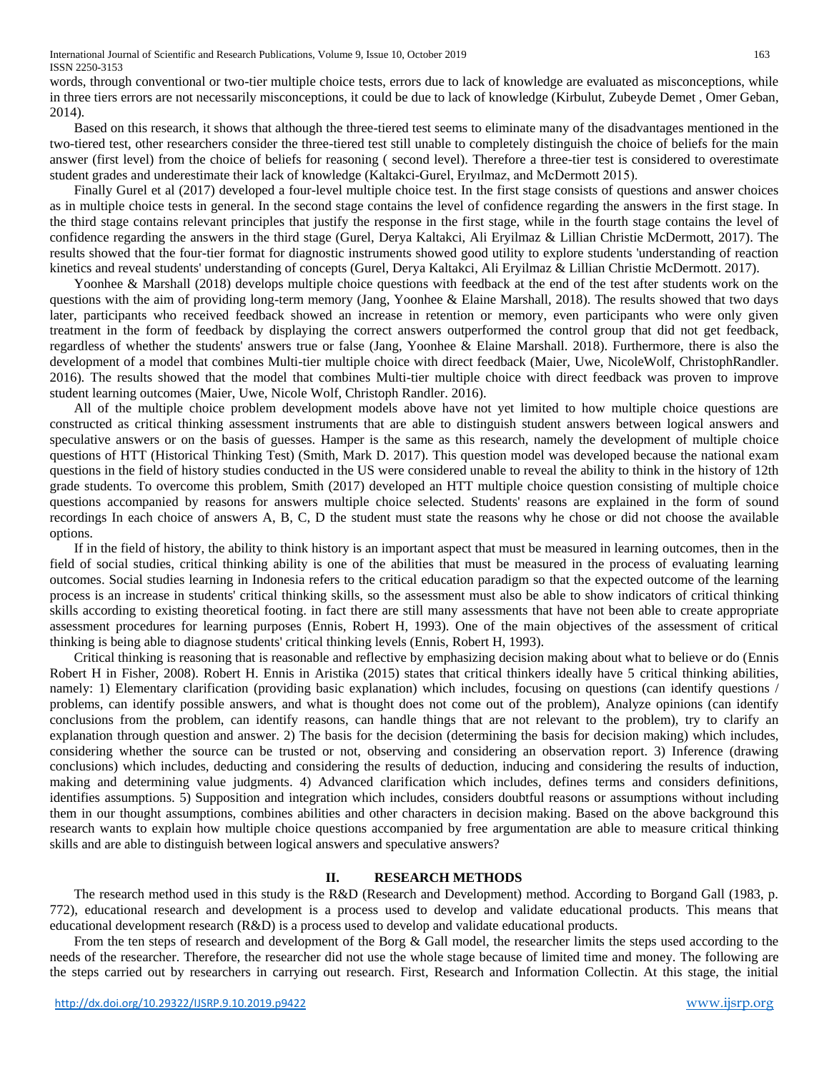words, through conventional or two-tier multiple choice tests, errors due to lack of knowledge are evaluated as misconceptions, while in three tiers errors are not necessarily misconceptions, it could be due to lack of knowledge (Kirbulut, Zubeyde Demet , Omer Geban, 2014).

Based on this research, it shows that although the three-tiered test seems to eliminate many of the disadvantages mentioned in the two-tiered test, other researchers consider the three-tiered test still unable to completely distinguish the choice of beliefs for the main answer (first level) from the choice of beliefs for reasoning ( second level). Therefore a three-tier test is considered to overestimate student grades and underestimate their lack of knowledge (Kaltakci-Gurel, Eryılmaz, and McDermott 2015).

Finally Gurel et al (2017) developed a four-level multiple choice test. In the first stage consists of questions and answer choices as in multiple choice tests in general. In the second stage contains the level of confidence regarding the answers in the first stage. In the third stage contains relevant principles that justify the response in the first stage, while in the fourth stage contains the level of confidence regarding the answers in the third stage (Gurel, Derya Kaltakci, Ali Eryilmaz & Lillian Christie McDermott, 2017). The results showed that the four-tier format for diagnostic instruments showed good utility to explore students 'understanding of reaction kinetics and reveal students' understanding of concepts (Gurel, Derya Kaltakci, Ali Eryilmaz & Lillian Christie McDermott. 2017).

Yoonhee & Marshall (2018) develops multiple choice questions with feedback at the end of the test after students work on the questions with the aim of providing long-term memory (Jang, Yoonhee & Elaine Marshall, 2018). The results showed that two days later, participants who received feedback showed an increase in retention or memory, even participants who were only given treatment in the form of feedback by displaying the correct answers outperformed the control group that did not get feedback, regardless of whether the students' answers true or false (Jang, Yoonhee & Elaine Marshall. 2018). Furthermore, there is also the development of a model that combines Multi-tier multiple choice with direct feedback (Maier, Uwe, NicoleWolf, ChristophRandler. 2016). The results showed that the model that combines Multi-tier multiple choice with direct feedback was proven to improve student learning outcomes (Maier, Uwe, Nicole Wolf, Christoph Randler. 2016).

All of the multiple choice problem development models above have not yet limited to how multiple choice questions are constructed as critical thinking assessment instruments that are able to distinguish student answers between logical answers and speculative answers or on the basis of guesses. Hamper is the same as this research, namely the development of multiple choice questions of HTT (Historical Thinking Test) (Smith, Mark D. 2017). This question model was developed because the national exam questions in the field of history studies conducted in the US were considered unable to reveal the ability to think in the history of 12th grade students. To overcome this problem, Smith (2017) developed an HTT multiple choice question consisting of multiple choice questions accompanied by reasons for answers multiple choice selected. Students' reasons are explained in the form of sound recordings In each choice of answers A, B, C, D the student must state the reasons why he chose or did not choose the available options.

If in the field of history, the ability to think history is an important aspect that must be measured in learning outcomes, then in the field of social studies, critical thinking ability is one of the abilities that must be measured in the process of evaluating learning outcomes. Social studies learning in Indonesia refers to the critical education paradigm so that the expected outcome of the learning process is an increase in students' critical thinking skills, so the assessment must also be able to show indicators of critical thinking skills according to existing theoretical footing. in fact there are still many assessments that have not been able to create appropriate assessment procedures for learning purposes (Ennis, Robert H, 1993). One of the main objectives of the assessment of critical thinking is being able to diagnose students' critical thinking levels (Ennis, Robert H, 1993).

Critical thinking is reasoning that is reasonable and reflective by emphasizing decision making about what to believe or do (Ennis Robert H in Fisher, 2008). Robert H. Ennis in Aristika (2015) states that critical thinkers ideally have 5 critical thinking abilities, namely: 1) Elementary clarification (providing basic explanation) which includes, focusing on questions (can identify questions / problems, can identify possible answers, and what is thought does not come out of the problem), Analyze opinions (can identify conclusions from the problem, can identify reasons, can handle things that are not relevant to the problem), try to clarify an explanation through question and answer. 2) The basis for the decision (determining the basis for decision making) which includes, considering whether the source can be trusted or not, observing and considering an observation report. 3) Inference (drawing conclusions) which includes, deducting and considering the results of deduction, inducing and considering the results of induction, making and determining value judgments. 4) Advanced clarification which includes, defines terms and considers definitions, identifies assumptions. 5) Supposition and integration which includes, considers doubtful reasons or assumptions without including them in our thought assumptions, combines abilities and other characters in decision making. Based on the above background this research wants to explain how multiple choice questions accompanied by free argumentation are able to measure critical thinking skills and are able to distinguish between logical answers and speculative answers?

## II. RESEARCH METHODS

The research method used in this study is the R&D (Research and Development) method. According to Borgand Gall (1983, p. 772), educational research and development is a process used to develop and validate educational products. This means that educational development research (R&D) is a process used to develop and validate educational products.

From the ten steps of research and development of the Borg & Gall model, the researcher limits the steps used according to the needs of the researcher. Therefore, the researcher did not use the whole stage because of limited time and money. The following are the steps carried out by researchers in carrying out research. First, Research and Information Collectin. At this stage, the initial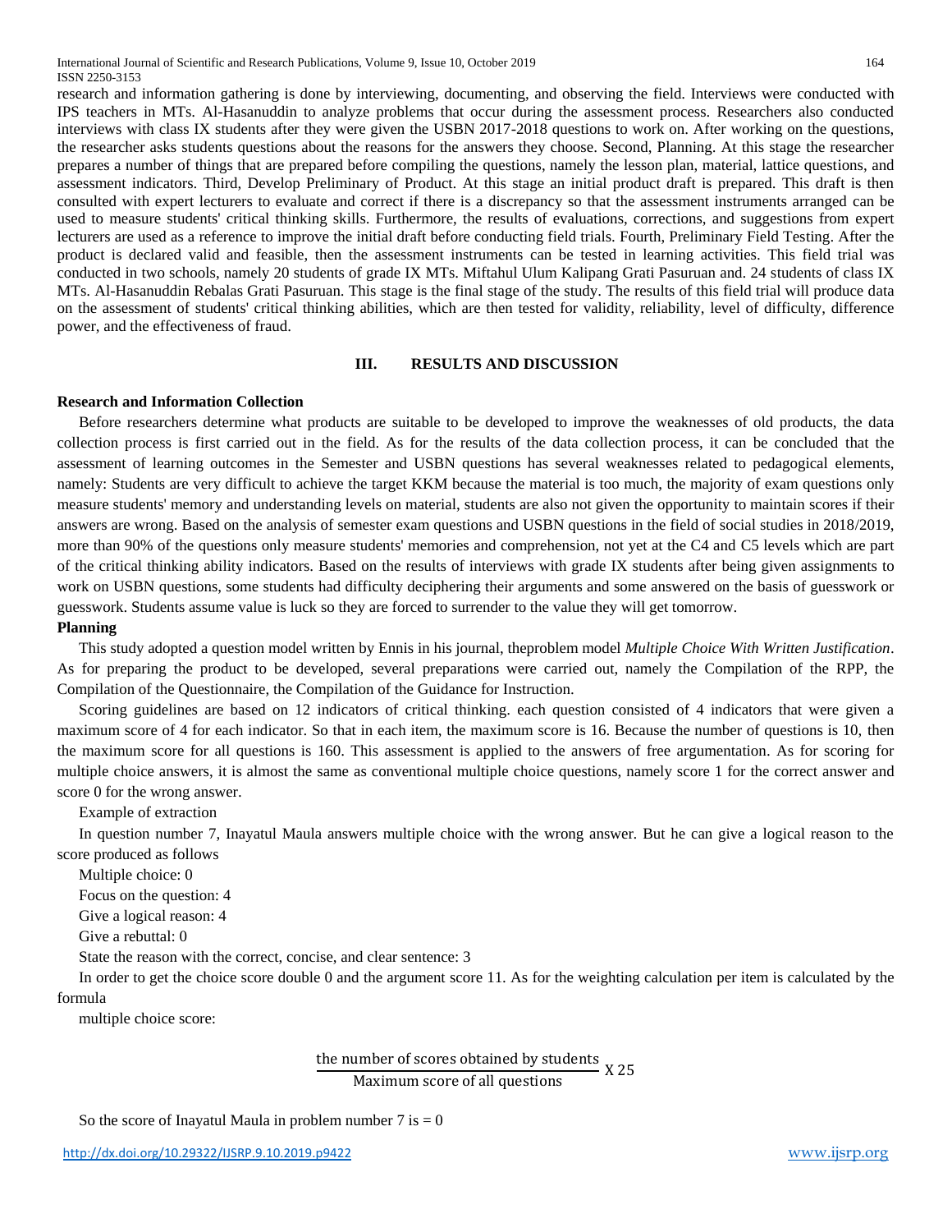research and information gathering is done by interviewing, documenting, and observing the field. Interviews were conducted with IPS teachers in MTs. Al-Hasanuddin to analyze problems that occur during the assessment process. Researchers also conducted interviews with class IX students after they were given the USBN 2017-2018 questions to work on. After working on the questions, the researcher asks students questions about the reasons for the answers they choose. Second, Planning. At this stage the researcher prepares a number of things that are prepared before compiling the questions, namely the lesson plan, material, lattice questions, and assessment indicators. Third, Develop Preliminary of Product. At this stage an initial product draft is prepared. This draft is then consulted with expert lecturers to evaluate and correct if there is a discrepancy so that the assessment instruments arranged can be used to measure students' critical thinking skills. Furthermore, the results of evaluations, corrections, and suggestions from expert lecturers are used as a reference to improve the initial draft before conducting field trials. Fourth, Preliminary Field Testing. After the product is declared valid and feasible, then the assessment instruments can be tested in learning activities. This field trial was conducted in two schools, namely 20 students of grade IX MTs. Miftahul Ulum Kalipang Grati Pasuruan and. 24 students of class IX MTs. Al-Hasanuddin Rebalas Grati Pasuruan. This stage is the final stage of the study. The results of this field trial will produce data on the assessment of students' critical thinking abilities, which are then tested for validity, reliability, level of difficulty, difference power, and the effectiveness of fraud.

## III. RESULTS AND DISCUSSION

### Research and Information Collection

Before researchers determine what products are suitable to be developed to improve the weaknesses of old products, the data collection process is first carried out in the field. As for the results of the data collection process, it can be concluded that the assessment of learning outcomes in the Semester and USBN questions has several weaknesses related to pedagogical elements, namely: Students are very difficult to achieve the target KKM because the material is too much, the majority of exam questions only measure students' memory and understanding levels on material, students are also not given the opportunity to maintain scores if their answers are wrong. Based on the analysis of semester exam questions and USBN questions in the field of social studies in 2018/2019, more than 90% of the questions only measure students' memories and comprehension, not yet at the C4 and C5 levels which are part of the critical thinking ability indicators. Based on the results of interviews with grade IX students after being given assignments to work on USBN questions, some students had difficulty deciphering their arguments and some answered on the basis of guesswork or guesswork. Students assume value is luck so they are forced to surrender to the value they will get tomorrow.

### Planning

This study adopted a question model written by Ennis in his journal, theproblem model *Multiple Choice With Written Justification*. As for preparing the product to be developed, several preparations were carried out, namely the Compilation of the RPP, the Compilation of the Questionnaire, the Compilation of the Guidance for Instruction.

Scoring guidelines are based on 12 indicators of critical thinking. each question consisted of 4 indicators that were given a maximum score of 4 for each indicator. So that in each item, the maximum score is 16. Because the number of questions is 10, then the maximum score for all questions is 160. This assessment is applied to the answers of free argumentation. As for scoring for multiple choice answers, it is almost the same as conventional multiple choice questions, namely score 1 for the correct answer and score 0 for the wrong answer.

Example of extraction

In question number 7, Inayatul Maula answers multiple choice with the wrong answer. But he can give a logical reason to the score produced as follows

Multiple choice: 0

Focus on the question: 4

Give a logical reason: 4

Give a rebuttal: 0

State the reason with the correct, concise, and clear sentence: 3

In order to get the choice score double 0 and the argument score 11. As for the weighting calculation per item is calculated by the formula

multiple choice score:

$$\frac{\text{the number of scores obtained by students}}{\text{Maximum score of all questions}} \text{ X } 25$$

So the score of Inayatul Maula in problem number 7 is = 0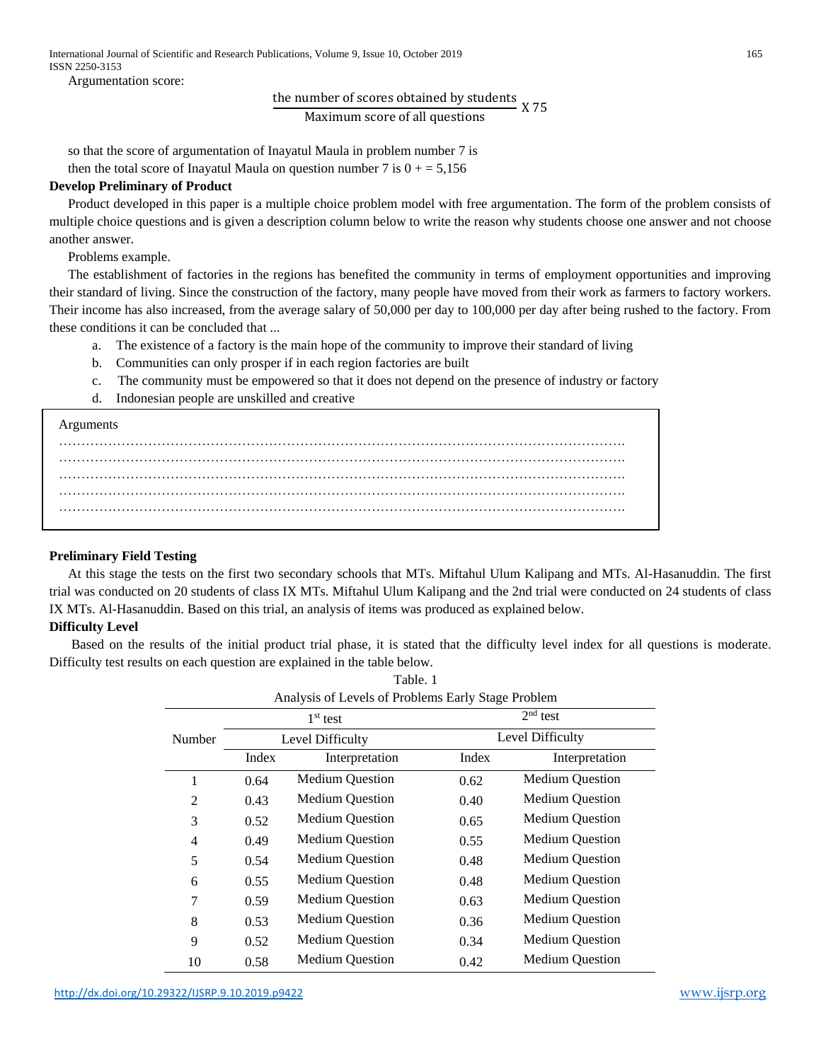Argumentation score:

$$\frac{\text{the number of scores obtained by students}}{\text{Maximum score of all questions}} \text{ X } 75$$

so that the score of argumentation of Inayatul Maula in problem number 7 is

then the total score of Inayatul Maula on question number 7 is 0 + = 5,156

**Develop Preliminary of Product**

Product developed in this paper is a multiple choice problem model with free argumentation. The form of the problem consists of multiple choice questions and is given a description column below to write the reason why students choose one answer and not choose another answer.

Problems example.

The establishment of factories in the regions has benefited the community in terms of employment opportunities and improving their standard of living. Since the construction of the factory, many people have moved from their work as farmers to factory workers. Their income has also increased, from the average salary of 50,000 per day to 100,000 per day after being rushed to the factory. From these conditions it can be concluded that ...

a. The existence of a factory is the main hope of the community to improve their standard of living
b. Communities can only prosper if in each region factories are built
c. The community must be empowered so that it does not depend on the presence of industry or factory
d. Indonesian people are unskilled and creative

| Arguments |
|---|
| …………………………………………………………………………………………………………… |
| …………………………………………………………………………………………………………… |
| …………………………………………………………………………………………………………… |
| …………………………………………………………………………………………………………… |
| …………………………………………………………………………………………………………… |

**Preliminary Field Testing**

At this stage the tests on the first two secondary schools that MTs. Miftahul Ulum Kalipang and MTs. Al-Hasanuddin. The first trial was conducted on 20 students of class IX MTs. Miftahul Ulum Kalipang and the 2nd trial were conducted on 24 students of class IX MTs. Al-Hasanuddin. Based on this trial, an analysis of items was produced as explained below.

**Difficulty Level**

Based on the results of the initial product trial phase, it is stated that the difficulty level index for all questions is moderate. Difficulty test results on each question are explained in the table below.

Table. 1
Analysis of Levels of Problems Early Stage Problem

| Number | 1st test | | 2nd test | |
|---|---|---|---|---|
| | Level Difficulty | | Level Difficulty | |
| | Index | Interpretation | Index | Interpretation |
| 1 | 0.64 | Medium Question | 0.62 | Medium Question |
| 2 | 0.43 | Medium Question | 0.40 | Medium Question |
| 3 | 0.52 | Medium Question | 0.65 | Medium Question |
| 4 | 0.49 | Medium Question | 0.55 | Medium Question |
| 5 | 0.54 | Medium Question | 0.48 | Medium Question |
| 6 | 0.55 | Medium Question | 0.48 | Medium Question |
| 7 | 0.59 | Medium Question | 0.63 | Medium Question |
| 8 | 0.53 | Medium Question | 0.36 | Medium Question |
| 9 | 0.52 | Medium Question | 0.34 | Medium Question |
| 10 | 0.58 | Medium Question | 0.42 | Medium Question |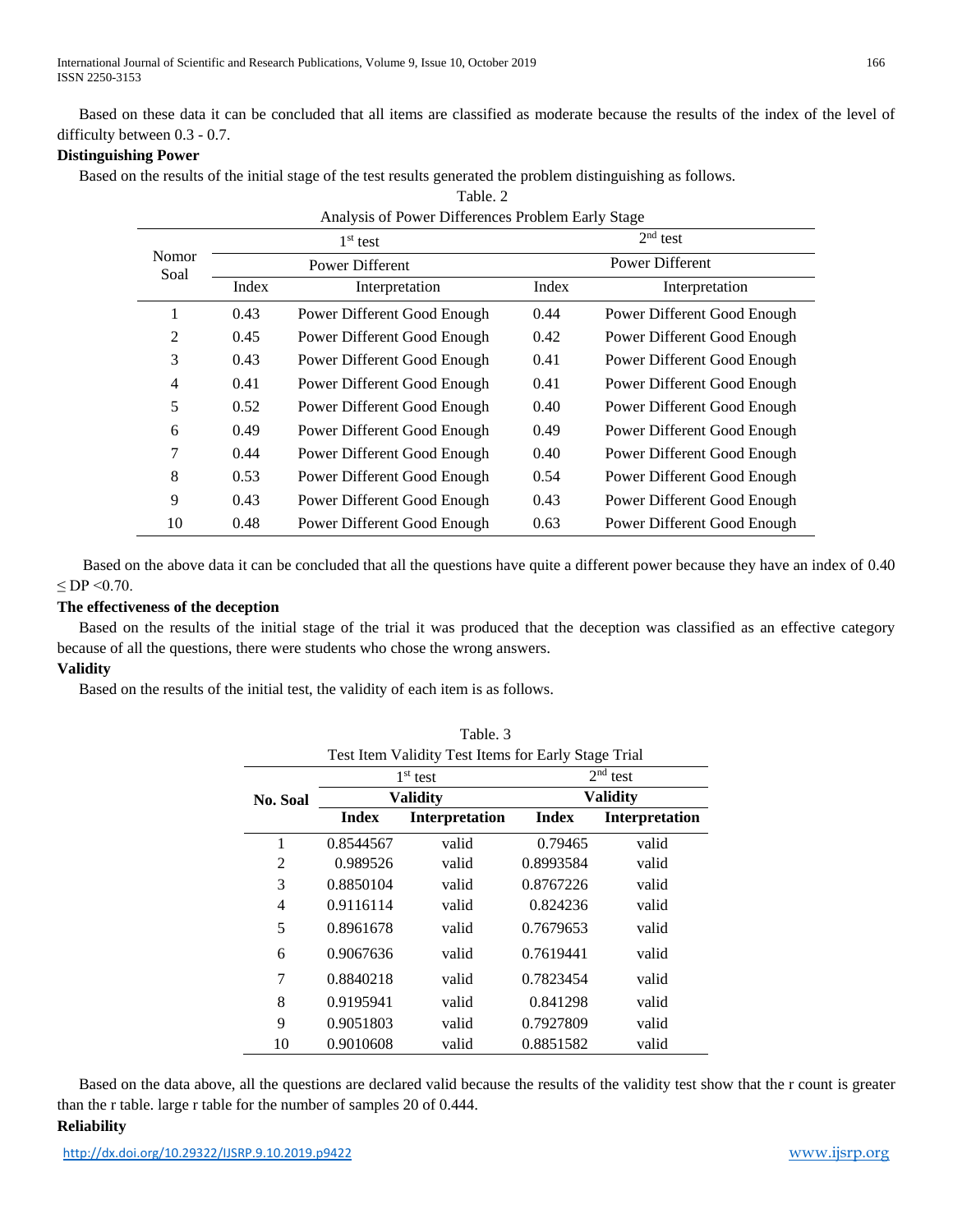Based on these data it can be concluded that all items are classified as moderate because the results of the index of the level of difficulty between 0.3 - 0.7.

**Distinguishing Power**

Based on the results of the initial stage of the test results generated the problem distinguishing as follows.

Table. 2

Analysis of Power Differences Problem Early Stage

| Nomor Soal | 1st test | | 2nd test | |
|---|---|---|---|---|
| | Power Different | | Power Different | |
| | Index | Interpretation | Index | Interpretation |
| 1 | 0.43 | Power Different Good Enough | 0.44 | Power Different Good Enough |
| 2 | 0.45 | Power Different Good Enough | 0.42 | Power Different Good Enough |
| 3 | 0.43 | Power Different Good Enough | 0.41 | Power Different Good Enough |
| 4 | 0.41 | Power Different Good Enough | 0.41 | Power Different Good Enough |
| 5 | 0.52 | Power Different Good Enough | 0.40 | Power Different Good Enough |
| 6 | 0.49 | Power Different Good Enough | 0.49 | Power Different Good Enough |
| 7 | 0.44 | Power Different Good Enough | 0.40 | Power Different Good Enough |
| 8 | 0.53 | Power Different Good Enough | 0.54 | Power Different Good Enough |
| 9 | 0.43 | Power Different Good Enough | 0.43 | Power Different Good Enough |
| 10 | 0.48 | Power Different Good Enough | 0.63 | Power Different Good Enough |

Based on the above data it can be concluded that all the questions have quite a different power because they have an index of $0.40 \leq DP < 0.70$.

**The effectiveness of the deception**

Based on the results of the initial stage of the trial it was produced that the deception was classified as an effective category because of all the questions, there were students who chose the wrong answers.

**Validity**

Based on the results of the initial test, the validity of each item is as follows.

Table. 3

Test Item Validity Test Items for Early Stage Trial

| No. Soal | 1st test | | 2nd test | |
|---|---|---|---|---|
| | **Validity** | | **Validity** | |
| | **Index** | **Interpretation** | **Index** | **Interpretation** |
| 1 | 0.8544567 | valid | 0.79465 | valid |
| 2 | 0.989526 | valid | 0.8993584 | valid |
| 3 | 0.8850104 | valid | 0.8767226 | valid |
| 4 | 0.9116114 | valid | 0.824236 | valid |
| 5 | 0.8961678 | valid | 0.7679653 | valid |
| 6 | 0.9067636 | valid | 0.7619441 | valid |
| 7 | 0.8840218 | valid | 0.7823454 | valid |
| 8 | 0.9195941 | valid | 0.841298 | valid |
| 9 | 0.9051803 | valid | 0.7927809 | valid |
| 10 | 0.9010608 | valid | 0.8851582 | valid |

Based on the data above, all the questions are declared valid because the results of the validity test show that the r count is greater than the r table. large r table for the number of samples 20 of 0.444.

**Reliability**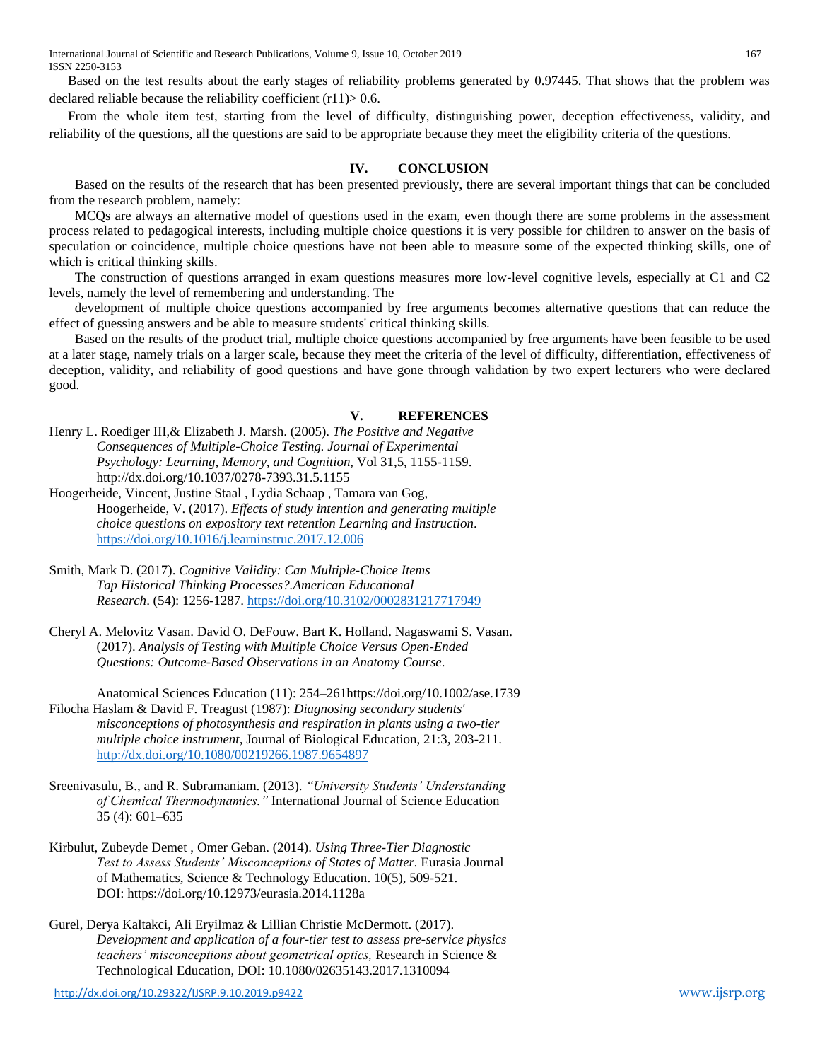Based on the test results about the early stages of reliability problems generated by 0.97445. That shows that the problem was declared reliable because the reliability coefficient (r11)> 0.6.

From the whole item test, starting from the level of difficulty, distinguishing power, deception effectiveness, validity, and reliability of the questions, all the questions are said to be appropriate because they meet the eligibility criteria of the questions.

## IV. CONCLUSION

Based on the results of the research that has been presented previously, there are several important things that can be concluded from the research problem, namely:

MCQs are always an alternative model of questions used in the exam, even though there are some problems in the assessment process related to pedagogical interests, including multiple choice questions it is very possible for children to answer on the basis of speculation or coincidence, multiple choice questions have not been able to measure some of the expected thinking skills, one of which is critical thinking skills.

The construction of questions arranged in exam questions measures more low-level cognitive levels, especially at C1 and C2 levels, namely the level of remembering and understanding. The

development of multiple choice questions accompanied by free arguments becomes alternative questions that can reduce the effect of guessing answers and be able to measure students' critical thinking skills.

Based on the results of the product trial, multiple choice questions accompanied by free arguments have been feasible to be used at a later stage, namely trials on a larger scale, because they meet the criteria of the level of difficulty, differentiation, effectiveness of deception, validity, and reliability of good questions and have gone through validation by two expert lecturers who were declared good.

## V. REFERENCES

Henry L. Roediger III,& Elizabeth J. Marsh. (2005). *The Positive and Negative Consequences of Multiple-Choice Testing. Journal of Experimental Psychology: Learning, Memory, and Cognition*, Vol 31,5, 1155-1159. http://dx.doi.org/10.1037/0278-7393.31.5.1155

Hoogerheide, Vincent, Justine Staal , Lydia Schaap , Tamara van Gog, Hoogerheide, V. (2017). *Effects of study intention and generating multiple choice questions on expository text retention Learning and Instruction*. https://doi.org/10.1016/j.learninstruc.2017.12.006

Smith, Mark D. (2017). *Cognitive Validity: Can Multiple-Choice Items Tap Historical Thinking Processes?.American Educational Research*. (54): 1256-1287. https://doi.org/10.3102/0002831217717949

Cheryl A. Melovitz Vasan. David O. DeFouw. Bart K. Holland. Nagaswami S. Vasan. (2017). *Analysis of Testing with Multiple Choice Versus Open-Ended Questions: Outcome-Based Observations in an Anatomy Course*.

Anatomical Sciences Education (11): 254–261https://doi.org/10.1002/ase.1739

Filocha Haslam & David F. Treagust (1987): *Diagnosing secondary students' misconceptions of photosynthesis and respiration in plants using a two-tier multiple choice instrument*, Journal of Biological Education, 21:3, 203-211. http://dx.doi.org/10.1080/00219266.1987.9654897

Sreenivasulu, B., and R. Subramaniam. (2013). *"University Students' Understanding of Chemical Thermodynamics."* International Journal of Science Education 35 (4): 601–635

Kirbulut, Zubeyde Demet , Omer Geban. (2014). *Using Three-Tier Diagnostic Test to Assess Students' Misconceptions of States of Matter*. Eurasia Journal of Mathematics, Science & Technology Education. 10(5), 509-521. DOI: https://doi.org/10.12973/eurasia.2014.1128a

Gurel, Derya Kaltakci, Ali Eryilmaz & Lillian Christie McDermott. (2017). *Development and application of a four-tier test to assess pre-service physics teachers' misconceptions about geometrical optics,* Research in Science & Technological Education, DOI: 10.1080/02635143.2017.1310094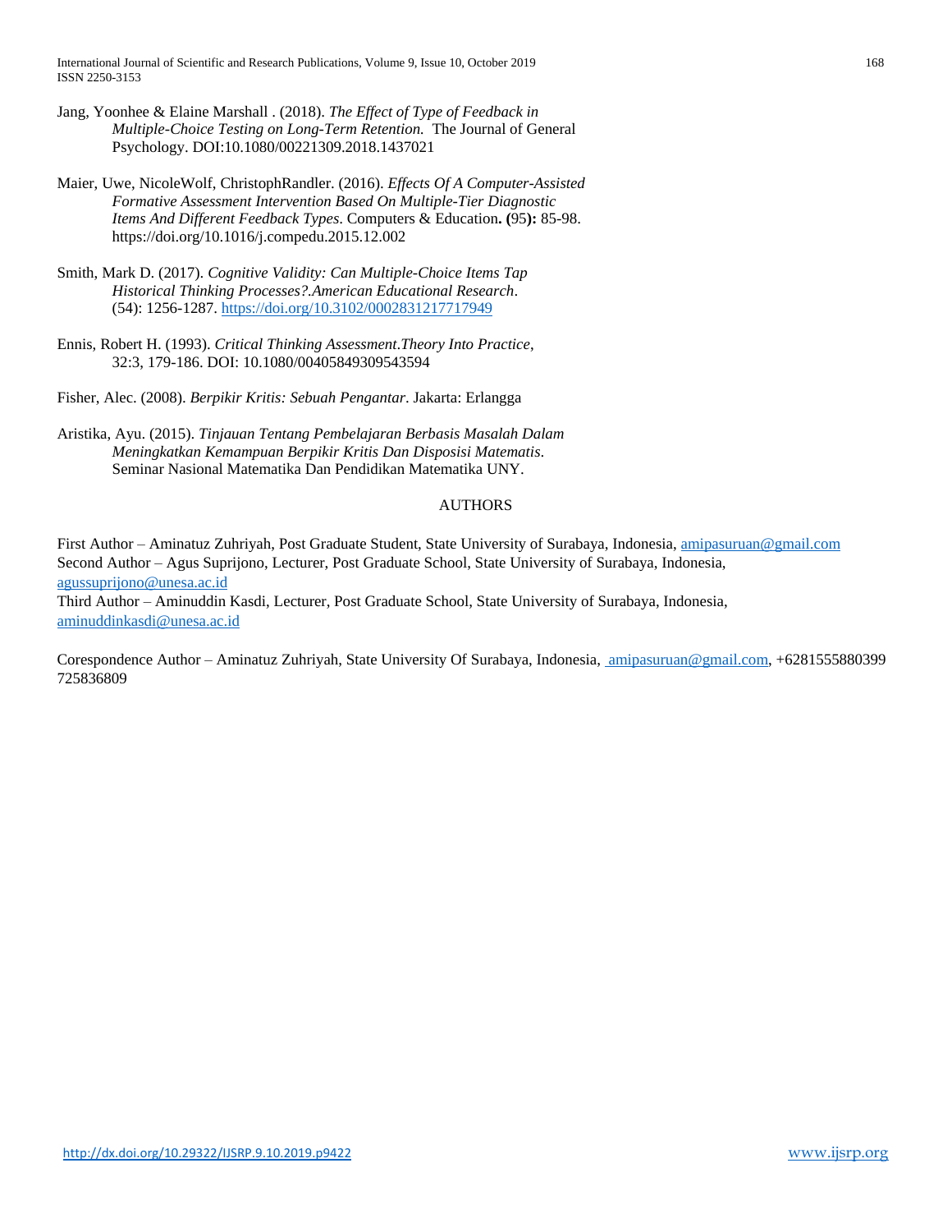Jang, Yoonhee & Elaine Marshall . (2018). *The Effect of Type of Feedback in Multiple-Choice Testing on Long-Term Retention.* The Journal of General Psychology. DOI:10.1080/00221309.2018.1437021

Maier, Uwe, NicoleWolf, ChristophRandler. (2016). *Effects Of A Computer-Assisted Formative Assessment Intervention Based On Multiple-Tier Diagnostic Items And Different Feedback Types*. Computers & Education**. (**95**):** 85-98. https://doi.org/10.1016/j.compedu.2015.12.002

Smith, Mark D. (2017). *Cognitive Validity: Can Multiple-Choice Items Tap Historical Thinking Processes?.American Educational Research*. (54): 1256-1287. https://doi.org/10.3102/0002831217717949

Ennis, Robert H. (1993). *Critical Thinking Assessment.Theory Into Practice*, 32:3, 179-186. DOI: 10.1080/00405849309543594

Fisher, Alec. (2008). *Berpikir Kritis: Sebuah Pengantar*. Jakarta: Erlangga

Aristika, Ayu. (2015). *Tinjauan Tentang Pembelajaran Berbasis Masalah Dalam Meningkatkan Kemampuan Berpikir Kritis Dan Disposisi Matematis*. Seminar Nasional Matematika Dan Pendidikan Matematika UNY.

## AUTHORS

First Author – Aminatuz Zuhriyah, Post Graduate Student, State University of Surabaya, Indonesia, amipasuruan@gmail.com
Second Author – Agus Suprijono, Lecturer, Post Graduate School, State University of Surabaya, Indonesia, agussuprijono@unesa.ac.id
Third Author – Aminuddin Kasdi, Lecturer, Post Graduate School, State University of Surabaya, Indonesia, aminuddinkasdi@unesa.ac.id

Corespondence Author – Aminatuz Zuhriyah, State University Of Surabaya, Indonesia, amipasuruan@gmail.com, +6281555880399 725836809